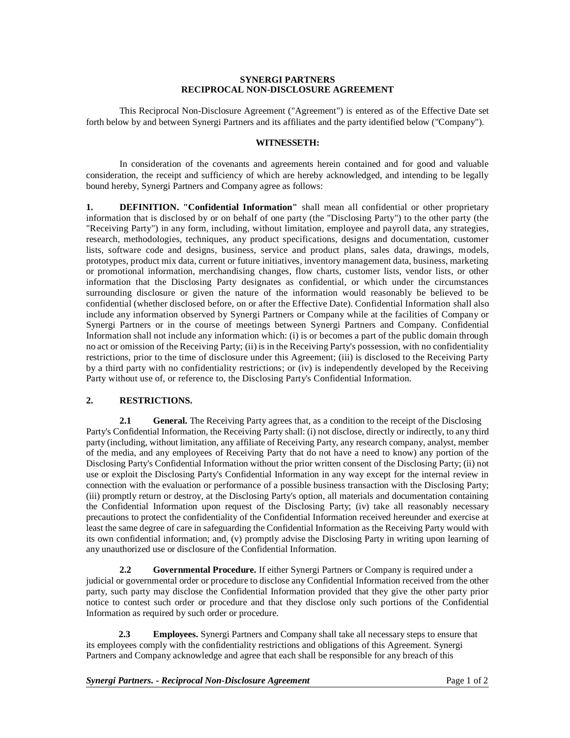**SYNERGI PARTNERS**
**RECIPROCAL NON-DISCLOSURE AGREEMENT**

This Reciprocal Non-Disclosure Agreement ("Agreement") is entered as of the Effective Date set forth below by and between Synergi Partners and its affiliates and the party identified below ("Company").

**WITNESSETH:**

In consideration of the covenants and agreements herein contained and for good and valuable consideration, the receipt and sufficiency of which are hereby acknowledged, and intending to be legally bound hereby, Synergi Partners and Company agree as follows:

**1. DEFINITION. "Confidential Information"** shall mean all confidential or other proprietary information that is disclosed by or on behalf of one party (the "Disclosing Party") to the other party (the "Receiving Party") in any form, including, without limitation, employee and payroll data, any strategies, research, methodologies, techniques, any product specifications, designs and documentation, customer lists, software code and designs, business, service and product plans, sales data, drawings, models, prototypes, product mix data, current or future initiatives, inventory management data, business, marketing or promotional information, merchandising changes, flow charts, customer lists, vendor lists, or other information that the Disclosing Party designates as confidential, or which under the circumstances surrounding disclosure or given the nature of the information would reasonably be believed to be confidential (whether disclosed before, on or after the Effective Date). Confidential Information shall also include any information observed by Synergi Partners or Company while at the facilities of Company or Synergi Partners or in the course of meetings between Synergi Partners and Company. Confidential Information shall not include any information which: (i) is or becomes a part of the public domain through no act or omission of the Receiving Party; (ii) is in the Receiving Party's possession, with no confidentiality restrictions, prior to the time of disclosure under this Agreement; (iii) is disclosed to the Receiving Party by a third party with no confidentiality restrictions; or (iv) is independently developed by the Receiving Party without use of, or reference to, the Disclosing Party's Confidential Information.

**2. RESTRICTIONS.**

**2.1 General.** The Receiving Party agrees that, as a condition to the receipt of the Disclosing Party's Confidential Information, the Receiving Party shall: (i) not disclose, directly or indirectly, to any third party (including, without limitation, any affiliate of Receiving Party, any research company, analyst, member of the media, and any employees of Receiving Party that do not have a need to know) any portion of the Disclosing Party's Confidential Information without the prior written consent of the Disclosing Party; (ii) not use or exploit the Disclosing Party's Confidential Information in any way except for the internal review in connection with the evaluation or performance of a possible business transaction with the Disclosing Party; (iii) promptly return or destroy, at the Disclosing Party's option, all materials and documentation containing the Confidential Information upon request of the Disclosing Party; (iv) take all reasonably necessary precautions to protect the confidentiality of the Confidential Information received hereunder and exercise at least the same degree of care in safeguarding the Confidential Information as the Receiving Party would with its own confidential information; and, (v) promptly advise the Disclosing Party in writing upon learning of any unauthorized use or disclosure of the Confidential Information.

**2.2 Governmental Procedure.** If either Synergi Partners or Company is required under a judicial or governmental order or procedure to disclose any Confidential Information received from the other party, such party may disclose the Confidential Information provided that they give the other party prior notice to contest such order or procedure and that they disclose only such portions of the Confidential Information as required by such order or procedure.

**2.3 Employees.** Synergi Partners and Company shall take all necessary steps to ensure that its employees comply with the confidentiality restrictions and obligations of this Agreement. Synergi Partners and Company acknowledge and agree that each shall be responsible for any breach of this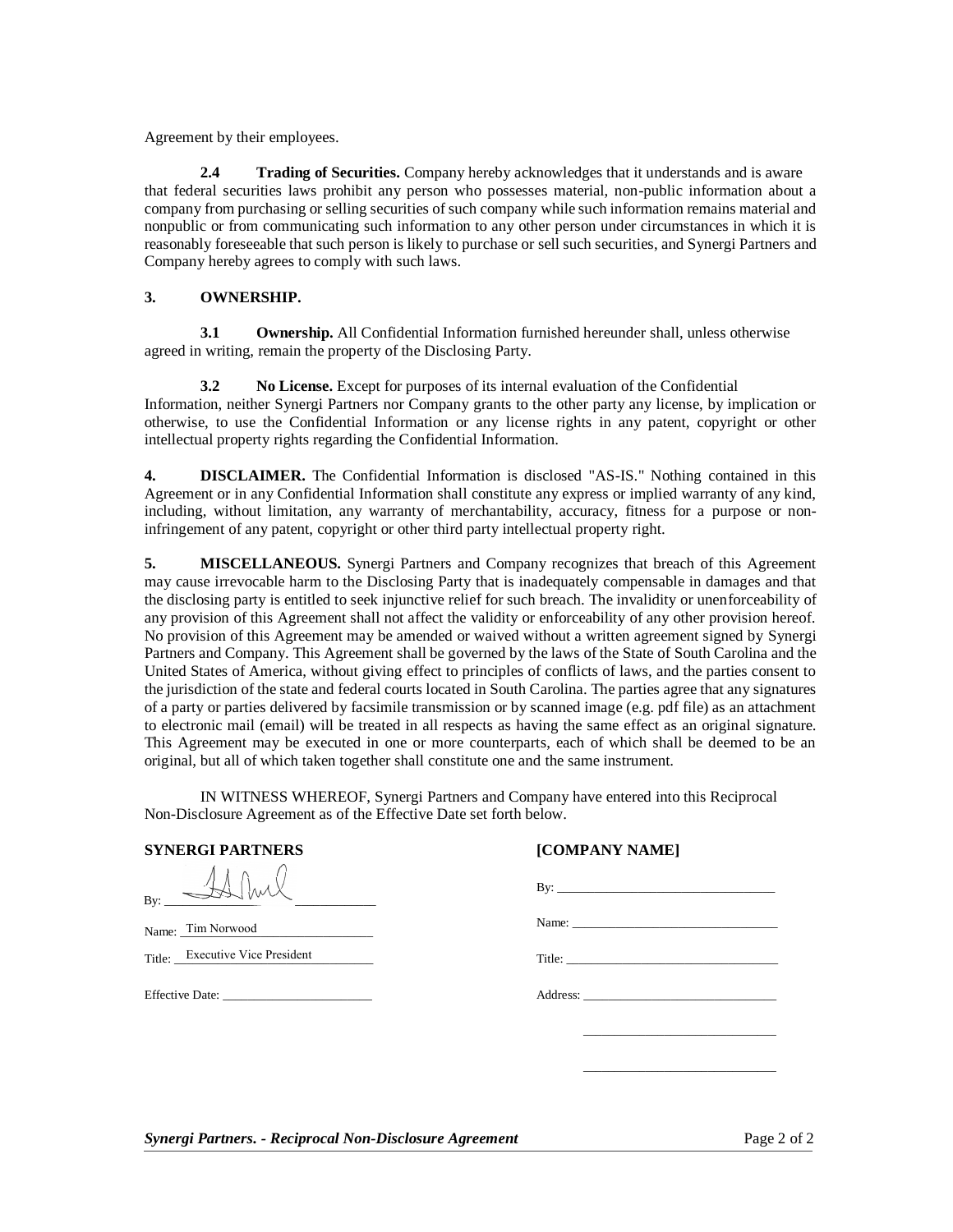Agreement by their employees.

**2.4 Trading of Securities.** Company hereby acknowledges that it understands and is aware that federal securities laws prohibit any person who possesses material, non-public information about a company from purchasing or selling securities of such company while such information remains material and nonpublic or from communicating such information to any other person under circumstances in which it is reasonably foreseeable that such person is likely to purchase or sell such securities, and Synergi Partners and Company hereby agrees to comply with such laws.

**3. OWNERSHIP.**

**3.1 Ownership.** All Confidential Information furnished hereunder shall, unless otherwise agreed in writing, remain the property of the Disclosing Party.

**3.2 No License.** Except for purposes of its internal evaluation of the Confidential Information, neither Synergi Partners nor Company grants to the other party any license, by implication or otherwise, to use the Confidential Information or any license rights in any patent, copyright or other intellectual property rights regarding the Confidential Information.

**4. DISCLAIMER.** The Confidential Information is disclosed "AS-IS." Nothing contained in this Agreement or in any Confidential Information shall constitute any express or implied warranty of any kind, including, without limitation, any warranty of merchantability, accuracy, fitness for a purpose or non-infringement of any patent, copyright or other third party intellectual property right.

**5. MISCELLANEOUS.** Synergi Partners and Company recognizes that breach of this Agreement may cause irrevocable harm to the Disclosing Party that is inadequately compensable in damages and that the disclosing party is entitled to seek injunctive relief for such breach. The invalidity or unenforceability of any provision of this Agreement shall not affect the validity or enforceability of any other provision hereof. No provision of this Agreement may be amended or waived without a written agreement signed by Synergi Partners and Company. This Agreement shall be governed by the laws of the State of South Carolina and the United States of America, without giving effect to principles of conflicts of laws, and the parties consent to the jurisdiction of the state and federal courts located in South Carolina. The parties agree that any signatures of a party or parties delivered by facsimile transmission or by scanned image (e.g. pdf file) as an attachment to electronic mail (email) will be treated in all respects as having the same effect as an original signature. This Agreement may be executed in one or more counterparts, each of which shall be deemed to be an original, but all of which taken together shall constitute one and the same instrument.

IN WITNESS WHEREOF, Synergi Partners and Company have entered into this Reciprocal Non-Disclosure Agreement as of the Effective Date set forth below.

**SYNERGI PARTNERS**

By: ____________________

Name: Tim Norwood

Title: Executive Vice President

Effective Date: ____________________

**[COMPANY NAME]**

By: ____________________

Name: ____________________

Title: ____________________

Address: ____________________

____________________

____________________